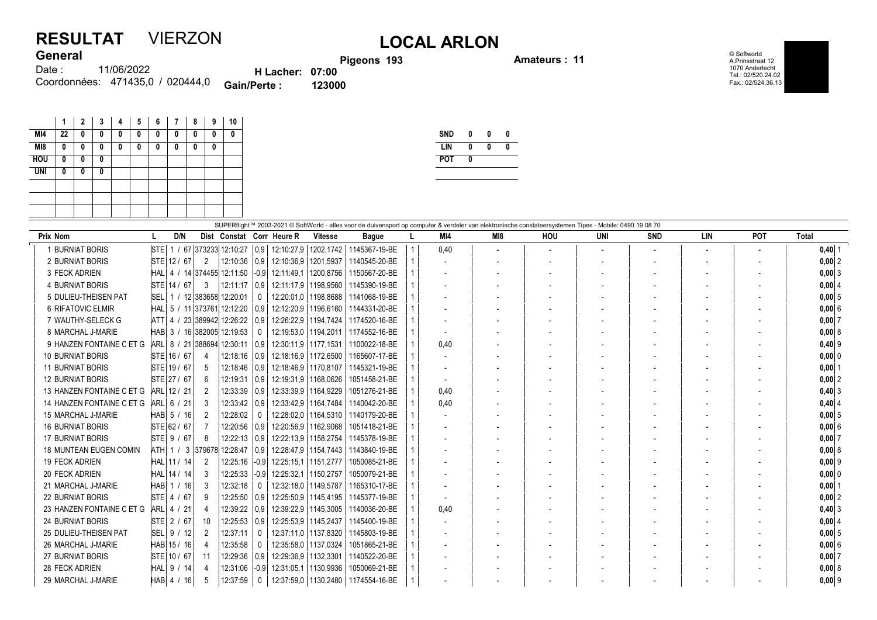# RESULTAT VIERZON

# LOCAL ARLON

**General**

Date : 11/06/2022
Coordonnées: 471435,0 / 020444,0

**H Lacher: 07:00**
**Gain/Perte : 123000**

**Pigeons 193**

**Amateurs : 11**

© Softworld
A.Prinsstraat 12
1070 Anderlecht
Tel.: 02/520.24.02
Fax.: 02/524.36.13

| | 1 | 2 | 3 | 4 | 5 | 6 | 7 | 8 | 9 | 10 |
|---|---|---|---|---|---|---|---|---|---|---|
| MI4 | 22 | 0 | 0 | 0 | 0 | 0 | 0 | 0 | 0 | 0 |
| MI8 | 0 | 0 | 0 | 0 | 0 | 0 | 0 | 0 | 0 | |
| HOU | 0 | 0 | 0 | | | | | | | |
| UNI | 0 | 0 | 0 | | | | | | | |

| | | | |
|---|---|---|---|
| SND | 0 | 0 | 0 |
| LIN | 0 | 0 | 0 |
| POT | 0 | | |

SUPERflight™ 2003-2021 © SoftWorld - alles voor de duivensport op computer & verdeler van elektronische constateersystemen Tipes - Mobile: 0490 19 08 70

| Prix | Nom | L | D/N | Dist | Constat | Corr | Heure R | Vitesse | Bague | L | MI4 | MI8 | HOU | UNI | SND | LIN | POT | Total |
|---|---|---|---|---|---|---|---|---|---|---|---|---|---|---|---|---|---|---|
| 1 | BURNIAT BORIS | STE | 1 / 67 | 373233 | 12:10:27 | 0,9 | 12:10:27,9 | 1202,1742 | 1145367-19-BE | 1 | 0,40 | - | - | - | - | - | - | 0,40 1 |
| 2 | BURNIAT BORIS | STE | 12 / 67 | 2 | 12:10:36 | 0,9 | 12:10:36,9 | 1201,5937 | 1140545-20-BE | 1 | - | - | - | - | - | - | - | 0,00 2 |
| 3 | FECK ADRIEN | HAL | 4 / 14 | 374455 | 12:11:50 | -0,9 | 12:11:49,1 | 1200,8756 | 1150567-20-BE | 1 | - | - | - | - | - | - | - | 0,00 3 |
| 4 | BURNIAT BORIS | STE | 14 / 67 | 3 | 12:11:17 | 0,9 | 12:11:17,9 | 1198,9560 | 1145390-19-BE | 1 | - | - | - | - | - | - | - | 0,00 4 |
| 5 | DULIEU-THEISEN PAT | SEL | 1 / 12 | 383658 | 12:20:01 | 0 | 12:20:01,0 | 1198,8688 | 1141068-19-BE | 1 | - | - | - | - | - | - | - | 0,00 5 |
| 6 | RIFATOVIC ELMIR | HAL | 5 / 11 | 373761 | 12:12:20 | 0,9 | 12:12:20,9 | 1196,6160 | 1144331-20-BE | 1 | - | - | - | - | - | - | - | 0,00 6 |
| 7 | WAUTHY-SELECK G | ATT | 4 / 23 | 389942 | 12:26:22 | 0,9 | 12:26:22,9 | 1194,7424 | 1174520-16-BE | 1 | - | - | - | - | - | - | - | 0,00 7 |
| 8 | MARCHAL J-MARIE | HAB | 3 / 16 | 382005 | 12:19:53 | 0 | 12:19:53,0 | 1194,2011 | 1174552-16-BE | 1 | - | - | - | - | - | - | - | 0,00 8 |
| 9 | HANZEN FONTAINE C ET G | ARL | 8 / 21 | 388694 | 12:30:11 | 0,9 | 12:30:11,9 | 1177,1531 | 1100022-18-BE | 1 | 0,40 | - | - | - | - | - | - | 0,40 9 |
| 10 | BURNIAT BORIS | STE | 16 / 67 | 4 | 12:18:16 | 0,9 | 12:18:16,9 | 1172,6500 | 1165607-17-BE | 1 | - | - | - | - | - | - | - | 0,00 0 |
| 11 | BURNIAT BORIS | STE | 19 / 67 | 5 | 12:18:46 | 0,9 | 12:18:46,9 | 1170,8107 | 1145321-19-BE | 1 | - | - | - | - | - | - | - | 0,00 1 |
| 12 | BURNIAT BORIS | STE | 27 / 67 | 6 | 12:19:31 | 0,9 | 12:19:31,9 | 1168,0626 | 1051458-21-BE | 1 | - | - | - | - | - | - | - | 0,00 2 |
| 13 | HANZEN FONTAINE C ET G | ARL | 12 / 21 | 2 | 12:33:39 | 0,9 | 12:33:39,9 | 1164,9229 | 1051276-21-BE | 1 | 0,40 | - | - | - | - | - | - | 0,40 3 |
| 14 | HANZEN FONTAINE C ET G | ARL | 6 / 21 | 3 | 12:33:42 | 0,9 | 12:33:42,9 | 1164,7484 | 1140042-20-BE | 1 | 0,40 | - | - | - | - | - | - | 0,40 4 |
| 15 | MARCHAL J-MARIE | HAB | 5 / 16 | 2 | 12:28:02 | 0 | 12:28:02,0 | 1164,5310 | 1140179-20-BE | 1 | - | - | - | - | - | - | - | 0,00 5 |
| 16 | BURNIAT BORIS | STE | 62 / 67 | 7 | 12:20:56 | 0,9 | 12:20:56,9 | 1162,9068 | 1051418-21-BE | 1 | - | - | - | - | - | - | - | 0,00 6 |
| 17 | BURNIAT BORIS | STE | 9 / 67 | 8 | 12:22:13 | 0,9 | 12:22:13,9 | 1158,2754 | 1145378-19-BE | 1 | - | - | - | - | - | - | - | 0,00 7 |
| 18 | MUNTEAN EUGEN COMIN | ATH | 1 / 3 | 379678 | 12:28:47 | 0,9 | 12:28:47,9 | 1154,7443 | 1143840-19-BE | 1 | - | - | - | - | - | - | - | 0,00 8 |
| 19 | FECK ADRIEN | HAL | 11 / 14 | 2 | 12:25:16 | -0,9 | 12:25:15,1 | 1151,2777 | 1050085-21-BE | 1 | - | - | - | - | - | - | - | 0,00 9 |
| 20 | FECK ADRIEN | HAL | 14 / 14 | 3 | 12:25:33 | -0,9 | 12:25:32,1 | 1150,2757 | 1050079-21-BE | 1 | - | - | - | - | - | - | - | 0,00 0 |
| 21 | MARCHAL J-MARIE | HAB | 1 / 16 | 3 | 12:32:18 | 0 | 12:32:18,0 | 1149,5787 | 1165310-17-BE | 1 | - | - | - | - | - | - | - | 0,00 1 |
| 22 | BURNIAT BORIS | STE | 4 / 67 | 9 | 12:25:50 | 0,9 | 12:25:50,9 | 1145,4195 | 1145377-19-BE | 1 | - | - | - | - | - | - | - | 0,00 2 |
| 23 | HANZEN FONTAINE C ET G | ARL | 4 / 21 | 4 | 12:39:22 | 0,9 | 12:39:22,9 | 1145,3005 | 1140036-20-BE | 1 | 0,40 | - | - | - | - | - | - | 0,40 3 |
| 24 | BURNIAT BORIS | STE | 2 / 67 | 10 | 12:25:53 | 0,9 | 12:25:53,9 | 1145,2437 | 1145400-19-BE | 1 | - | - | - | - | - | - | - | 0,00 4 |
| 25 | DULIEU-THEISEN PAT | SEL | 9 / 12 | 2 | 12:37:11 | 0 | 12:37:11,0 | 1137,8320 | 1145803-19-BE | 1 | - | - | - | - | - | - | - | 0,00 5 |
| 26 | MARCHAL J-MARIE | HAB | 15 / 16 | 4 | 12:35:58 | 0 | 12:35:58,0 | 1137,0324 | 1051865-21-BE | 1 | - | - | - | - | - | - | - | 0,00 6 |
| 27 | BURNIAT BORIS | STE | 10 / 67 | 11 | 12:29:36 | 0,9 | 12:29:36,9 | 1132,3301 | 1140522-20-BE | 1 | - | - | - | - | - | - | - | 0,00 7 |
| 28 | FECK ADRIEN | HAL | 9 / 14 | 4 | 12:31:06 | -0,9 | 12:31:05,1 | 1130,9936 | 1050069-21-BE | 1 | - | - | - | - | - | - | - | 0,00 8 |
| 29 | MARCHAL J-MARIE | HAB | 4 / 16 | 5 | 12:37:59 | 0 | 12:37:59,0 | 1130,2480 | 1174554-16-BE | 1 | - | - | - | - | - | - | - | 0,00 9 |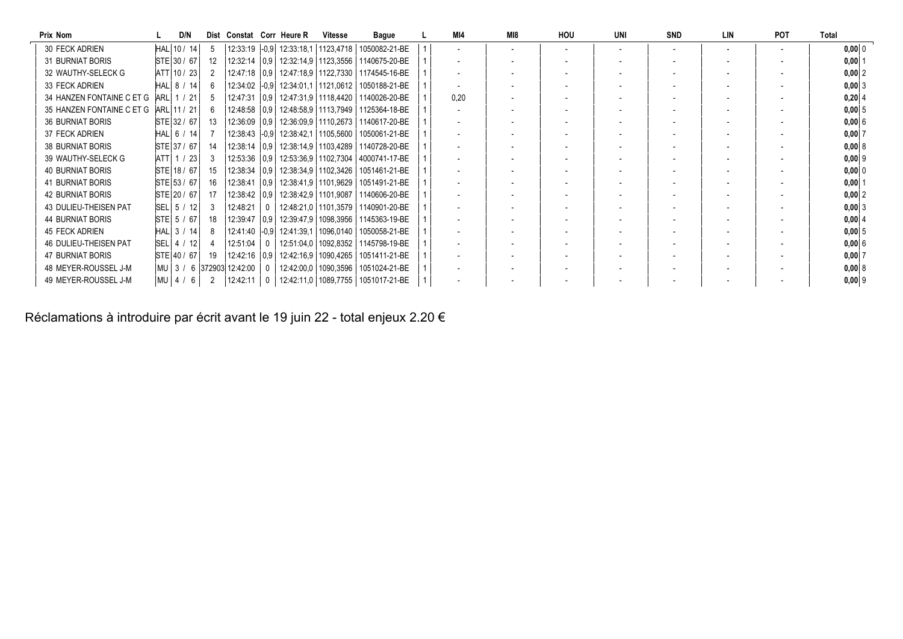| Prix | Nom | L | D/N | Dist | Constat | Corr | Heure R | Vitesse | Bague | L | MI4 | MI8 | HOU | UNI | SND | LIN | POT | Total |
|---|---|---|---|---|---|---|---|---|---|---|---|---|---|---|---|---|---|---|
| 30 | FECK ADRIEN | HAL | 10 / 14 | 5 | 12:33:19 | -0,9 | 12:33:18,1 | 1123,4718 | 1050082-21-BE | 1 | - | - | - | - | - | - | - | 0,00 0 |
| 31 | BURNIAT BORIS | STE | 30 / 67 | 12 | 12:32:14 | 0,9 | 12:32:14,9 | 1123,3556 | 1140675-20-BE | 1 | - | - | - | - | - | - | - | 0,00 1 |
| 32 | WAUTHY-SELECK G | ATT | 10 / 23 | 2 | 12:47:18 | 0,9 | 12:47:18,9 | 1122,7330 | 1174545-16-BE | 1 | - | - | - | - | - | - | - | 0,00 2 |
| 33 | FECK ADRIEN | HAL | 8 / 14 | 6 | 12:34:02 | -0,9 | 12:34:01,1 | 1121,0612 | 1050188-21-BE | 1 | - | - | - | - | - | - | - | 0,00 3 |
| 34 | HANZEN FONTAINE C ET G | ARL | 1 / 21 | 5 | 12:47:31 | 0,9 | 12:47:31,9 | 1118,4420 | 1140026-20-BE | 1 | 0,20 | - | - | - | - | - | - | 0,20 4 |
| 35 | HANZEN FONTAINE C ET G | ARL | 11 / 21 | 6 | 12:48:58 | 0,9 | 12:48:58,9 | 1113,7949 | 1125364-18-BE | 1 | - | - | - | - | - | - | - | 0,00 5 |
| 36 | BURNIAT BORIS | STE | 32 / 67 | 13 | 12:36:09 | 0,9 | 12:36:09,9 | 1110,2673 | 1140617-20-BE | 1 | - | - | - | - | - | - | - | 0,00 6 |
| 37 | FECK ADRIEN | HAL | 6 / 14 | 7 | 12:38:43 | -0,9 | 12:38:42,1 | 1105,5600 | 1050061-21-BE | 1 | - | - | - | - | - | - | - | 0,00 7 |
| 38 | BURNIAT BORIS | STE | 37 / 67 | 14 | 12:38:14 | 0,9 | 12:38:14,9 | 1103,4289 | 1140728-20-BE | 1 | - | - | - | - | - | - | - | 0,00 8 |
| 39 | WAUTHY-SELECK G | ATT | 1 / 23 | 3 | 12:53:36 | 0,9 | 12:53:36,9 | 1102,7304 | 4000741-17-BE | 1 | - | - | - | - | - | - | - | 0,00 9 |
| 40 | BURNIAT BORIS | STE | 18 / 67 | 15 | 12:38:34 | 0,9 | 12:38:34,9 | 1102,3426 | 1051461-21-BE | 1 | - | - | - | - | - | - | - | 0,00 0 |
| 41 | BURNIAT BORIS | STE | 53 / 67 | 16 | 12:38:41 | 0,9 | 12:38:41,9 | 1101,9629 | 1051491-21-BE | 1 | - | - | - | - | - | - | - | 0,00 1 |
| 42 | BURNIAT BORIS | STE | 20 / 67 | 17 | 12:38:42 | 0,9 | 12:38:42,9 | 1101,9087 | 1140606-20-BE | 1 | - | - | - | - | - | - | - | 0,00 2 |
| 43 | DULIEU-THEISEN PAT | SEL | 5 / 12 | 3 | 12:48:21 | 0 | 12:48:21,0 | 1101,3579 | 1140901-20-BE | 1 | - | - | - | - | - | - | - | 0,00 3 |
| 44 | BURNIAT BORIS | STE | 5 / 67 | 18 | 12:39:47 | 0,9 | 12:39:47,9 | 1098,3956 | 1145363-19-BE | 1 | - | - | - | - | - | - | - | 0,00 4 |
| 45 | FECK ADRIEN | HAL | 3 / 14 | 8 | 12:41:40 | -0,9 | 12:41:39,1 | 1096,0140 | 1050058-21-BE | 1 | - | - | - | - | - | - | - | 0,00 5 |
| 46 | DULIEU-THEISEN PAT | SEL | 4 / 12 | 4 | 12:51:04 | 0 | 12:51:04,0 | 1092,8352 | 1145798-19-BE | 1 | - | - | - | - | - | - | - | 0,00 6 |
| 47 | BURNIAT BORIS | STE | 40 / 67 | 19 | 12:42:16 | 0,9 | 12:42:16,9 | 1090,4265 | 1051411-21-BE | 1 | - | - | - | - | - | - | - | 0,00 7 |
| 48 | MEYER-ROUSSEL J-M | MU | 3 / 6 | 372903 | 12:42:00 | 0 | 12:42:00,0 | 1090,3596 | 1051024-21-BE | 1 | - | - | - | - | - | - | - | 0,00 8 |
| 49 | MEYER-ROUSSEL J-M | MU | 4 / 6 | 2 | 12:42:11 | 0 | 12:42:11,0 | 1089,7755 | 1051017-21-BE | 1 | - | - | - | - | - | - | - | 0,00 9 |

Réclamations à introduire par écrit avant le 19 juin 22 - total enjeux 2.20 €